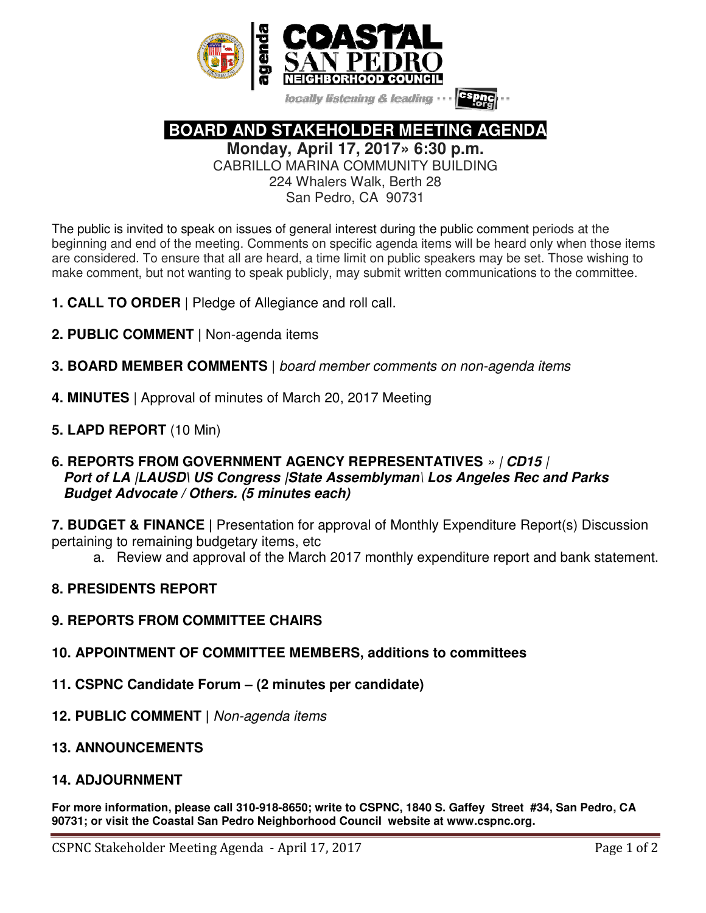# BOARD AND STAKEHOLDER MEETING AGENDA

**Monday, April 17, 2017» 6:30 p.m.**

CABRILLO MARINA COMMUNITY BUILDING
224 Whalers Walk, Berth 28
San Pedro, CA 90731

The public is invited to speak on issues of general interest during the public comment periods at the beginning and end of the meeting. Comments on specific agenda items will be heard only when those items are considered. To ensure that all are heard, a time limit on public speakers may be set. Those wishing to make comment, but not wanting to speak publicly, may submit written communications to the committee.

**1. CALL TO ORDER** | Pledge of Allegiance and roll call.

**2. PUBLIC COMMENT |** Non-agenda items

**3. BOARD MEMBER COMMENTS** | *board member comments on non-agenda items*

**4. MINUTES** | Approval of minutes of March 20, 2017 Meeting

**5. LAPD REPORT** (10 Min)

**6. REPORTS FROM GOVERNMENT AGENCY REPRESENTATIVES** *» | **CD15 | Port of LA |LAUSD\ US Congress |State Assemblyman\ Los Angeles Rec and Parks Budget Advocate / Others. (5 minutes each)***

**7. BUDGET & FINANCE |** Presentation for approval of Monthly Expenditure Report(s) Discussion pertaining to remaining budgetary items, etc

a. Review and approval of the March 2017 monthly expenditure report and bank statement.

**8. PRESIDENTS REPORT**

**9. REPORTS FROM COMMITTEE CHAIRS**

**10. APPOINTMENT OF COMMITTEE MEMBERS, additions to committees**

**11. CSPNC Candidate Forum – (2 minutes per candidate)**

**12. PUBLIC COMMENT |** *Non-agenda items*

**13. ANNOUNCEMENTS**

**14. ADJOURNMENT**

**For more information, please call 310-918-8650; write to CSPNC, 1840 S. Gaffey Street #34, San Pedro, CA 90731; or visit the Coastal San Pedro Neighborhood Council website at www.cspnc.org.**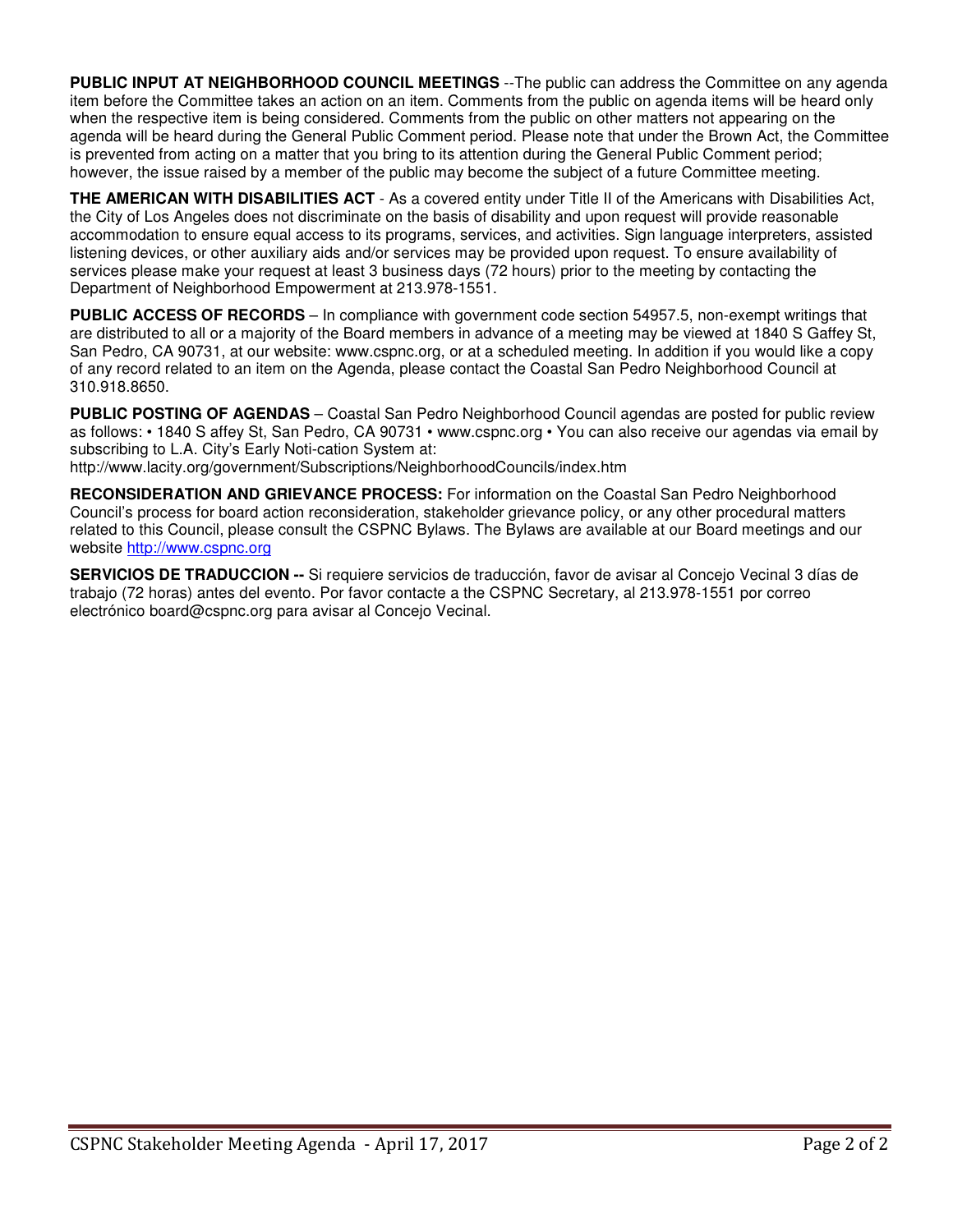**PUBLIC INPUT AT NEIGHBORHOOD COUNCIL MEETINGS** --The public can address the Committee on any agenda item before the Committee takes an action on an item. Comments from the public on agenda items will be heard only when the respective item is being considered. Comments from the public on other matters not appearing on the agenda will be heard during the General Public Comment period. Please note that under the Brown Act, the Committee is prevented from acting on a matter that you bring to its attention during the General Public Comment period; however, the issue raised by a member of the public may become the subject of a future Committee meeting.

**THE AMERICAN WITH DISABILITIES ACT** - As a covered entity under Title II of the Americans with Disabilities Act, the City of Los Angeles does not discriminate on the basis of disability and upon request will provide reasonable accommodation to ensure equal access to its programs, services, and activities. Sign language interpreters, assisted listening devices, or other auxiliary aids and/or services may be provided upon request. To ensure availability of services please make your request at least 3 business days (72 hours) prior to the meeting by contacting the Department of Neighborhood Empowerment at 213.978-1551.

**PUBLIC ACCESS OF RECORDS** – In compliance with government code section 54957.5, non-exempt writings that are distributed to all or a majority of the Board members in advance of a meeting may be viewed at 1840 S Gaffey St, San Pedro, CA 90731, at our website: www.cspnc.org, or at a scheduled meeting. In addition if you would like a copy of any record related to an item on the Agenda, please contact the Coastal San Pedro Neighborhood Council at 310.918.8650.

**PUBLIC POSTING OF AGENDAS** – Coastal San Pedro Neighborhood Council agendas are posted for public review as follows: • 1840 S affey St, San Pedro, CA 90731 • www.cspnc.org • You can also receive our agendas via email by subscribing to L.A. City's Early Noti-cation System at:
http://www.lacity.org/government/Subscriptions/NeighborhoodCouncils/index.htm

**RECONSIDERATION AND GRIEVANCE PROCESS:** For information on the Coastal San Pedro Neighborhood Council's process for board action reconsideration, stakeholder grievance policy, or any other procedural matters related to this Council, please consult the CSPNC Bylaws. The Bylaws are available at our Board meetings and our website http://www.cspnc.org

**SERVICIOS DE TRADUCCION --** Si requiere servicios de traducción, favor de avisar al Concejo Vecinal 3 días de trabajo (72 horas) antes del evento. Por favor contacte a the CSPNC Secretary, al 213.978-1551 por correo electrónico board@cspnc.org para avisar al Concejo Vecinal.